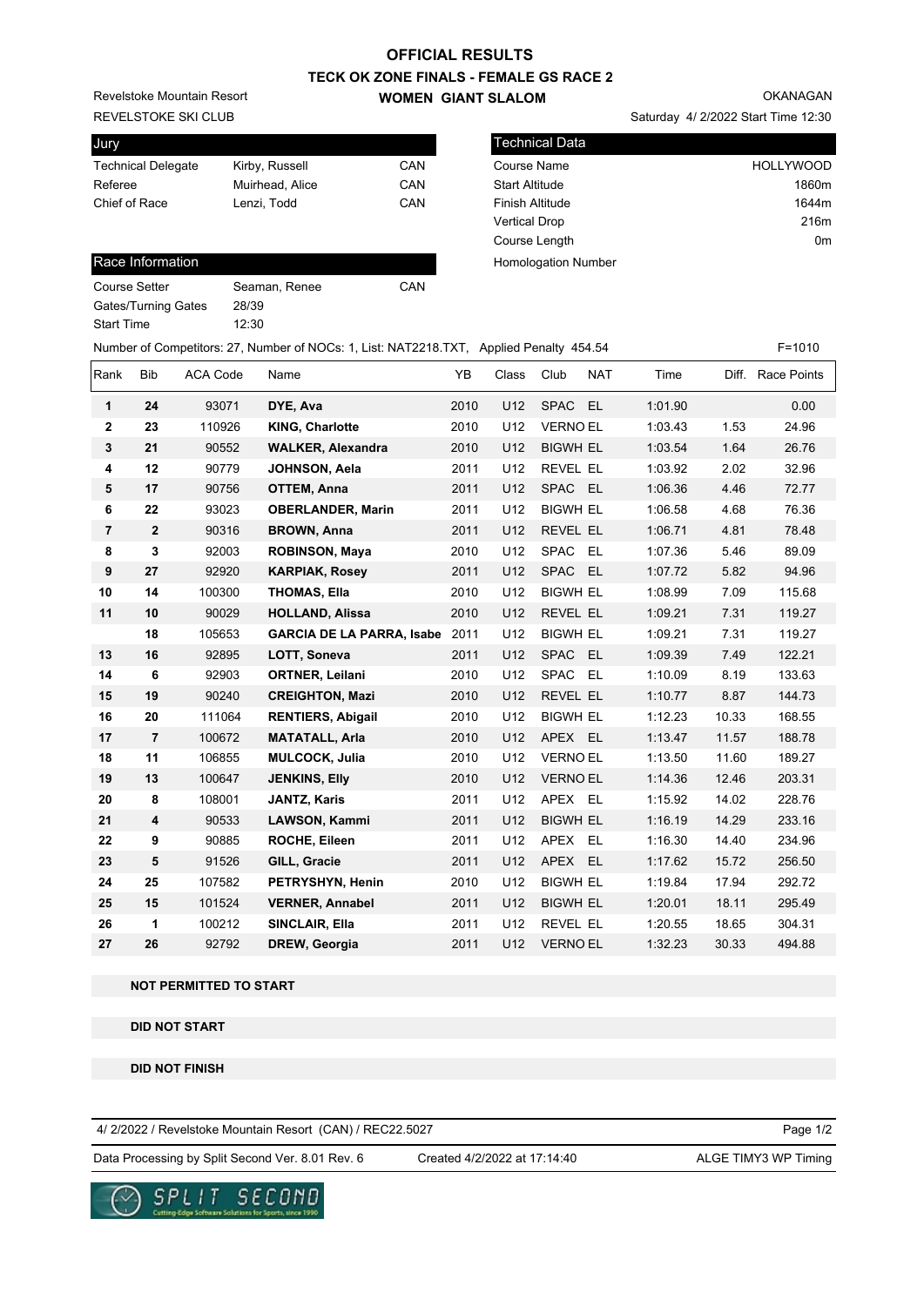# OFFICIAL RESULTS

## TECK OK ZONE FINALS - FEMALE GS RACE 2

### WOMEN GIANT SLALOM

Revelstoke Mountain Resort
REVELSTOKE SKI CLUB

OKANAGAN
Saturday 4/ 2/2022 Start Time 12:30

| Jury | | |
|---|---|---|
| Technical Delegate | Kirby, Russell | CAN |
| Referee | Muirhead, Alice | CAN |
| Chief of Race | Lenzi, Todd | CAN |

| Technical Data | |
|---|---|
| Course Name | HOLLYWOOD |
| Start Altitude | 1860m |
| Finish Altitude | 1644m |
| Vertical Drop | 216m |
| Course Length | 0m |
| Homologation Number | |

| Race Information | | |
|---|---|---|
| Course Setter | Seaman, Renee | CAN |
| Gates/Turning Gates | 28/39 | |
| Start Time | 12:30 | |

Number of Competitors: 27, Number of NOCs: 1, List: NAT2218.TXT, Applied Penalty 454.54 F=1010

| Rank | Bib | ACA Code | Name | YB | Class | Club | NAT | Time | Diff. | Race Points |
|---|---|---|---|---|---|---|---|---|---|---|
| 1 | 24 | 93071 | DYE, Ava | 2010 | U12 | SPAC | EL | 1:01.90 | | 0.00 |
| 2 | 23 | 110926 | KING, Charlotte | 2010 | U12 | VERNO | EL | 1:03.43 | 1.53 | 24.96 |
| 3 | 21 | 90552 | WALKER, Alexandra | 2010 | U12 | BIGWH | EL | 1:03.54 | 1.64 | 26.76 |
| 4 | 12 | 90779 | JOHNSON, Aela | 2011 | U12 | REVEL | EL | 1:03.92 | 2.02 | 32.96 |
| 5 | 17 | 90756 | OTTEM, Anna | 2011 | U12 | SPAC | EL | 1:06.36 | 4.46 | 72.77 |
| 6 | 22 | 93023 | OBERLANDER, Marin | 2011 | U12 | BIGWH | EL | 1:06.58 | 4.68 | 76.36 |
| 7 | 2 | 90316 | BROWN, Anna | 2011 | U12 | REVEL | EL | 1:06.71 | 4.81 | 78.48 |
| 8 | 3 | 92003 | ROBINSON, Maya | 2010 | U12 | SPAC | EL | 1:07.36 | 5.46 | 89.09 |
| 9 | 27 | 92920 | KARPIAK, Rosey | 2011 | U12 | SPAC | EL | 1:07.72 | 5.82 | 94.96 |
| 10 | 14 | 100300 | THOMAS, Ella | 2010 | U12 | BIGWH | EL | 1:08.99 | 7.09 | 115.68 |
| 11 | 10 | 90029 | HOLLAND, Alissa | 2010 | U12 | REVEL | EL | 1:09.21 | 7.31 | 119.27 |
| | 18 | 105653 | GARCIA DE LA PARRA, Isabe | 2011 | U12 | BIGWH | EL | 1:09.21 | 7.31 | 119.27 |
| 13 | 16 | 92895 | LOTT, Soneva | 2011 | U12 | SPAC | EL | 1:09.39 | 7.49 | 122.21 |
| 14 | 6 | 92903 | ORTNER, Leilani | 2010 | U12 | SPAC | EL | 1:10.09 | 8.19 | 133.63 |
| 15 | 19 | 90240 | CREIGHTON, Mazi | 2010 | U12 | REVEL | EL | 1:10.77 | 8.87 | 144.73 |
| 16 | 20 | 111064 | RENTIERS, Abigail | 2010 | U12 | BIGWH | EL | 1:12.23 | 10.33 | 168.55 |
| 17 | 7 | 100672 | MATATALL, Arla | 2010 | U12 | APEX | EL | 1:13.47 | 11.57 | 188.78 |
| 18 | 11 | 106855 | MULCOCK, Julia | 2010 | U12 | VERNO | EL | 1:13.50 | 11.60 | 189.27 |
| 19 | 13 | 100647 | JENKINS, Elly | 2010 | U12 | VERNO | EL | 1:14.36 | 12.46 | 203.31 |
| 20 | 8 | 108001 | JANTZ, Karis | 2011 | U12 | APEX | EL | 1:15.92 | 14.02 | 228.76 |
| 21 | 4 | 90533 | LAWSON, Kammi | 2011 | U12 | BIGWH | EL | 1:16.19 | 14.29 | 233.16 |
| 22 | 9 | 90885 | ROCHE, Eileen | 2011 | U12 | APEX | EL | 1:16.30 | 14.40 | 234.96 |
| 23 | 5 | 91526 | GILL, Gracie | 2011 | U12 | APEX | EL | 1:17.62 | 15.72 | 256.50 |
| 24 | 25 | 107582 | PETRYSHYN, Henin | 2010 | U12 | BIGWH | EL | 1:19.84 | 17.94 | 292.72 |
| 25 | 15 | 101524 | VERNER, Annabel | 2011 | U12 | BIGWH | EL | 1:20.01 | 18.11 | 295.49 |
| 26 | 1 | 100212 | SINCLAIR, Ella | 2011 | U12 | REVEL | EL | 1:20.55 | 18.65 | 304.31 |
| 27 | 26 | 92792 | DREW, Georgia | 2011 | U12 | VERNO | EL | 1:32.23 | 30.33 | 494.88 |

**NOT PERMITTED TO START**

**DID NOT START**

**DID NOT FINISH**

4/ 2/2022 / Revelstoke Mountain Resort (CAN) / REC22.5027

Data Processing by Split Second Ver. 8.01 Rev. 6 Created 4/2/2022 at 17:14:40 ALGE TIMY3 WP Timing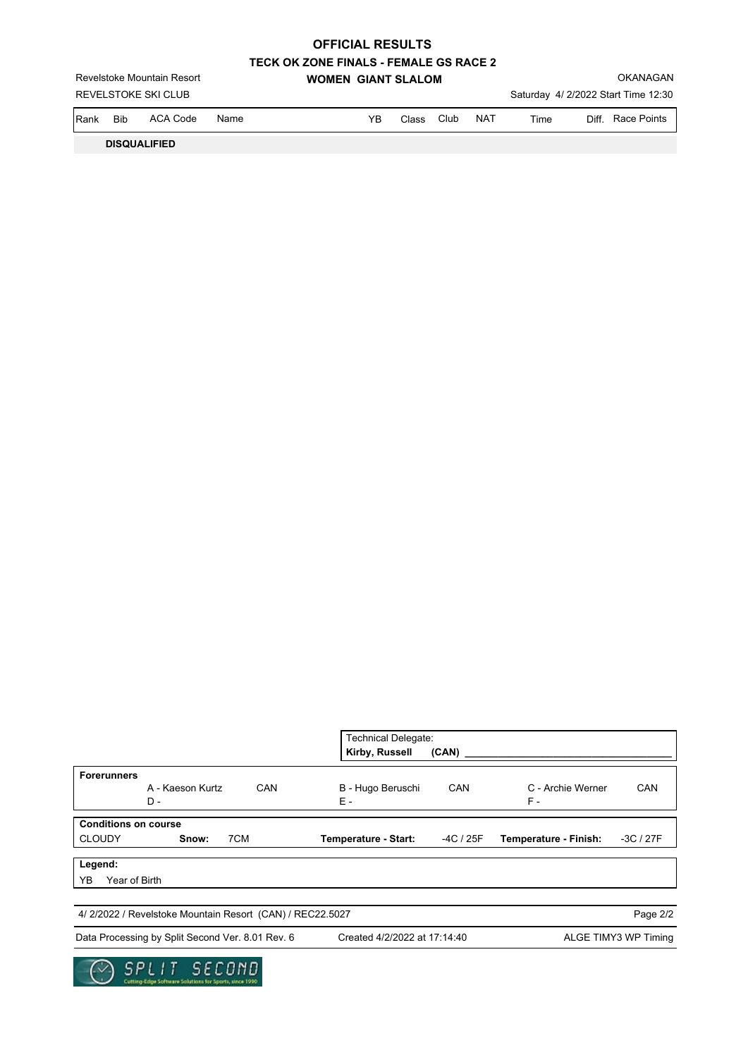# OFFICIAL RESULTS

## TECK OK ZONE FINALS - FEMALE GS RACE 2

### WOMEN GIANT SLALOM

Revelstoke Mountain Resort
REVELSTOKE SKI CLUB

OKANAGAN
Saturday 4/ 2/2022 Start Time 12:30

| Rank | Bib | ACA Code | Name | YB | Class | Club | NAT | Time | Diff. | Race Points |
|---|---|---|---|---|---|---|---|---|---|---|
| | **DISQUALIFIED** | | | | | | | | | |

Technical Delegate:
**Kirby, Russell** **(CAN)** ____________________

| **Forerunners** | | | | | |
|---|---|---|---|---|---|
| A - Kaeson Kurtz | CAN | B - Hugo Beruschi | CAN | C - Archie Werner | CAN |
| D - | | E - | | F - | |

| **Conditions on course** | | | | | | |
|---|---|---|---|---|---|---|
| CLOUDY | **Snow:** | 7CM | **Temperature - Start:** | -4C / 25F | **Temperature - Finish:** | -3C / 27F |

**Legend:**
YB Year of Birth

4/ 2/2022 / Revelstoke Mountain Resort (CAN) / REC22.5027

Data Processing by Split Second Ver. 8.01 Rev. 6 | Created 4/2/2022 at 17:14:40 | ALGE TIMY3 WP Timing